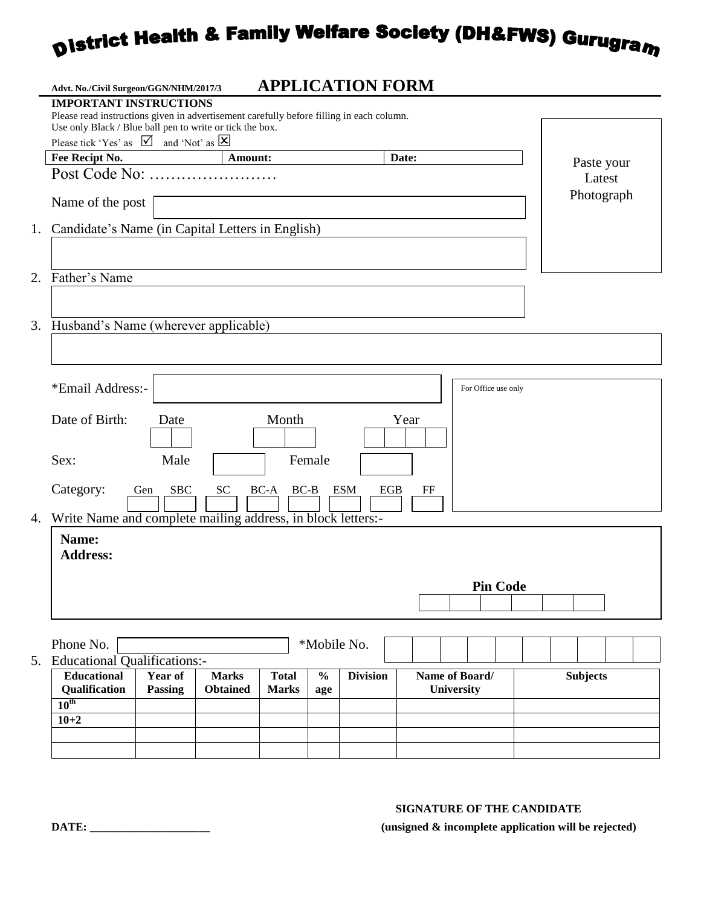# District Health & Family Welfare Society (DH&FWS) Gurugram

Advt. No./Civil Surgeon/GGN/NHM/2017/3

## APPLICATION FORM

**IMPORTANT INSTRUCTIONS**

Please read instructions given in advertisement carefully before filling in each column.
Use only Black / Blue ball pen to write or tick the box.
Please tick 'Yes' as ☑ and 'Not' as ☒

| Fee Recipt No. | Amount: | Date: |
|---|---|---|

Paste your Latest Photograph

Post Code No: ……………………

Name of the post

1. Candidate's Name (in Capital Letters in English)

2. Father's Name

3. Husband's Name (wherever applicable)

*Email Address:-

For Office use only

Date of Birth: Date Month Year

Sex: Male Female

Category: Gen SBC SC BC-A BC-B ESM EGB FF

4. Write Name and complete mailing address, in block letters:-

**Name:**
**Address:**

**Pin Code**

Phone No. *Mobile No.

5. Educational Qualifications:-

| Educational Qualification | Year of Passing | Marks Obtained | Total Marks | % age | Division | Name of Board/ University | Subjects |
|---|---|---|---|---|---|---|---|
| 10th | | | | | | | |
| 10+2 | | | | | | | |
| | | | | | | | |
| | | | | | | | |

**SIGNATURE OF THE CANDIDATE**

**DATE: ____________________**

**(unsigned & incomplete application will be rejected)**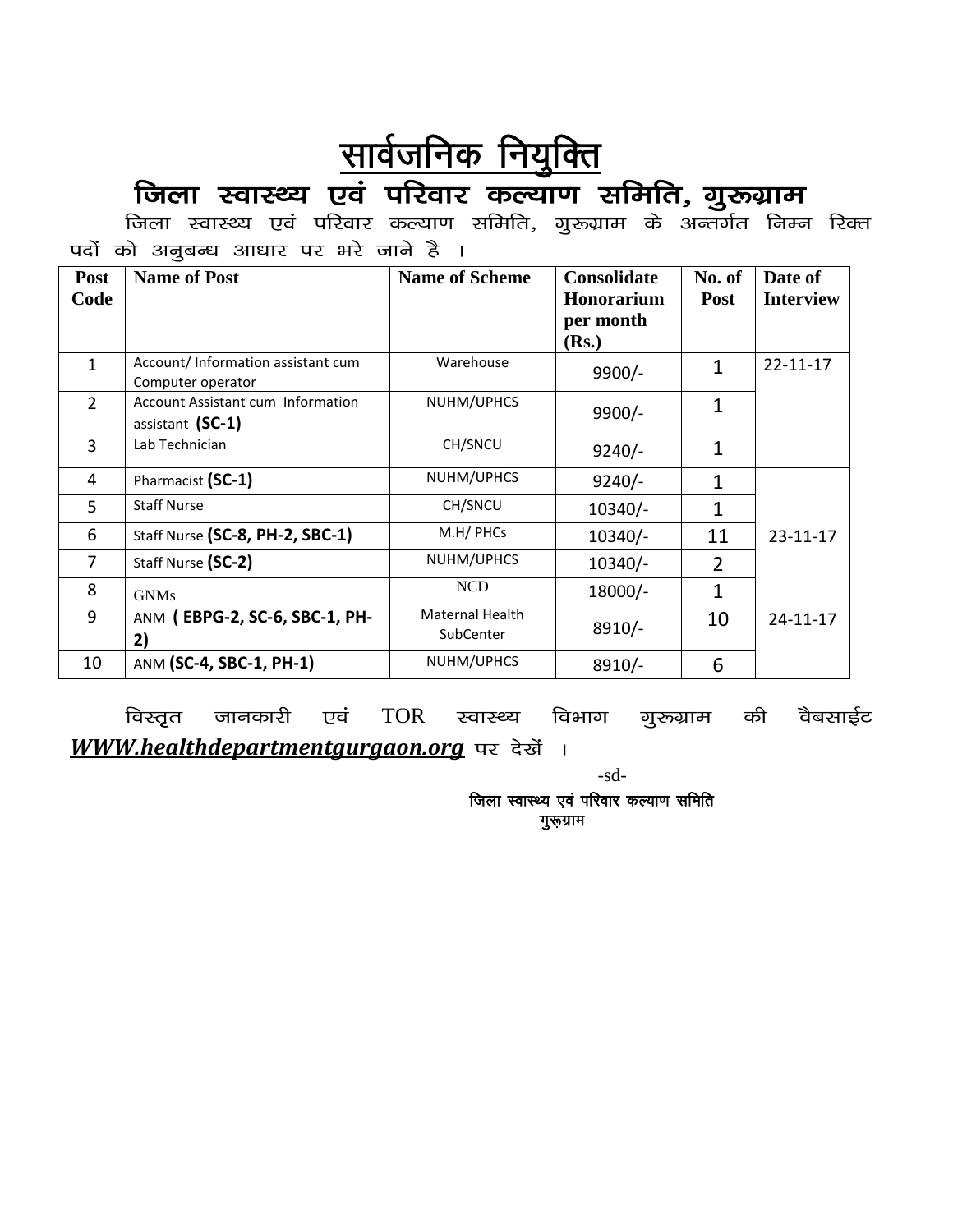# सार्वजनिक नियुक्ति

## जिला स्वास्थ्य एवं परिवार कल्याण समिति, गुरूग्राम

जिला स्वास्थ्य एवं परिवार कल्याण समिति, गुरूग्राम के अन्तर्गत निम्न रिक्त पदों को अनुबन्ध आधार पर भरे जाने है ।

| Post Code | Name of Post | Name of Scheme | Consolidate Honorarium per month (Rs.) | No. of Post | Date of Interview |
|---|---|---|---|---|---|
| 1 | Account/ Information assistant cum Computer operator | Warehouse | 9900/- | 1 | 22-11-17 |
| 2 | Account Assistant cum Information assistant **(SC-1)** | NUHM/UPHCS | 9900/- | 1 | |
| 3 | Lab Technician | CH/SNCU | 9240/- | 1 | |
| 4 | Pharmacist **(SC-1)** | NUHM/UPHCS | 9240/- | 1 | 23-11-17 |
| 5 | Staff Nurse | CH/SNCU | 10340/- | 1 | |
| 6 | Staff Nurse **(SC-8, PH-2, SBC-1)** | M.H/ PHCs | 10340/- | 11 | |
| 7 | Staff Nurse **(SC-2)** | NUHM/UPHCS | 10340/- | 2 | |
| 8 | GNMs | NCD | 18000/- | 1 | |
| 9 | ANM **( EBPG-2, SC-6, SBC-1, PH-2)** | Maternal Health SubCenter | 8910/- | 10 | 24-11-17 |
| 10 | ANM **(SC-4, SBC-1, PH-1)** | NUHM/UPHCS | 8910/- | 6 | |

विस्तृत जानकारी एवं TOR स्वास्थ्य विभाग गुरूग्राम की वैबसाईट ***WWW.healthdepartmentgurgaon.org*** पर देखें ।

-sd-

जिला स्वास्थ्य एवं परिवार कल्याण समिति
गुरूग्राम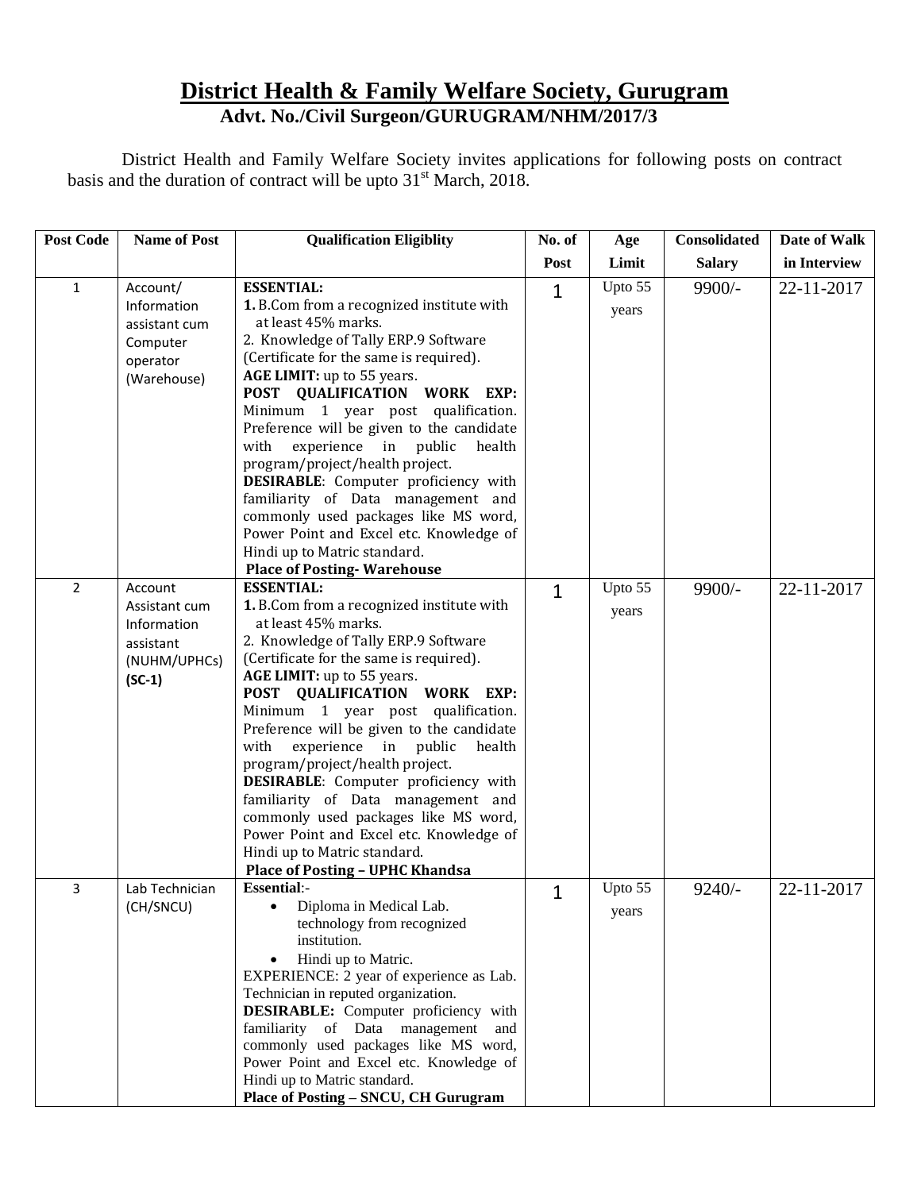# District Health & Family Welfare Society, Gurugram

## Advt. No./Civil Surgeon/GURUGRAM/NHM/2017/3

District Health and Family Welfare Society invites applications for following posts on contract basis and the duration of contract will be upto 31st March, 2018.

| Post Code | Name of Post | Qualification Eligiblity | No. of Post | Age Limit | Consolidated Salary | Date of Walk in Interview |
|---|---|---|---|---|---|---|
| 1 | Account/ Information assistant cum Computer operator (Warehouse) | **ESSENTIAL:**<br>**1.** B.Com from a recognized institute with at least 45% marks.<br>2. Knowledge of Tally ERP.9 Software (Certificate for the same is required).<br>**AGE LIMIT:** up to 55 years.<br>**POST QUALIFICATION WORK EXP:** Minimum 1 year post qualification. Preference will be given to the candidate with experience in public health program/project/health project.<br>**DESIRABLE**: Computer proficiency with familiarity of Data management and commonly used packages like MS word, Power Point and Excel etc. Knowledge of Hindi up to Matric standard.<br>**Place of Posting- Warehouse** | 1 | Upto 55 years | 9900/- | 22-11-2017 |
| 2 | Account Assistant cum Information assistant (NUHM/UPHCs) **(SC-1)** | **ESSENTIAL:**<br>**1.** B.Com from a recognized institute with at least 45% marks.<br>2. Knowledge of Tally ERP.9 Software (Certificate for the same is required).<br>**AGE LIMIT:** up to 55 years.<br>**POST QUALIFICATION WORK EXP:** Minimum 1 year post qualification. Preference will be given to the candidate with experience in public health program/project/health project.<br>**DESIRABLE**: Computer proficiency with familiarity of Data management and commonly used packages like MS word, Power Point and Excel etc. Knowledge of Hindi up to Matric standard.<br>**Place of Posting – UPHC Khandsa** | 1 | Upto 55 years | 9900/- | 22-11-2017 |
| 3 | Lab Technician (CH/SNCU) | **Essential**:-<br>• Diploma in Medical Lab. technology from recognized institution.<br>• Hindi up to Matric.<br>EXPERIENCE: 2 year of experience as Lab. Technician in reputed organization.<br>**DESIRABLE:** Computer proficiency with familiarity of Data management and commonly used packages like MS word, Power Point and Excel etc. Knowledge of Hindi up to Matric standard.<br>**Place of Posting – SNCU, CH Gurugram** | 1 | Upto 55 years | 9240/- | 22-11-2017 |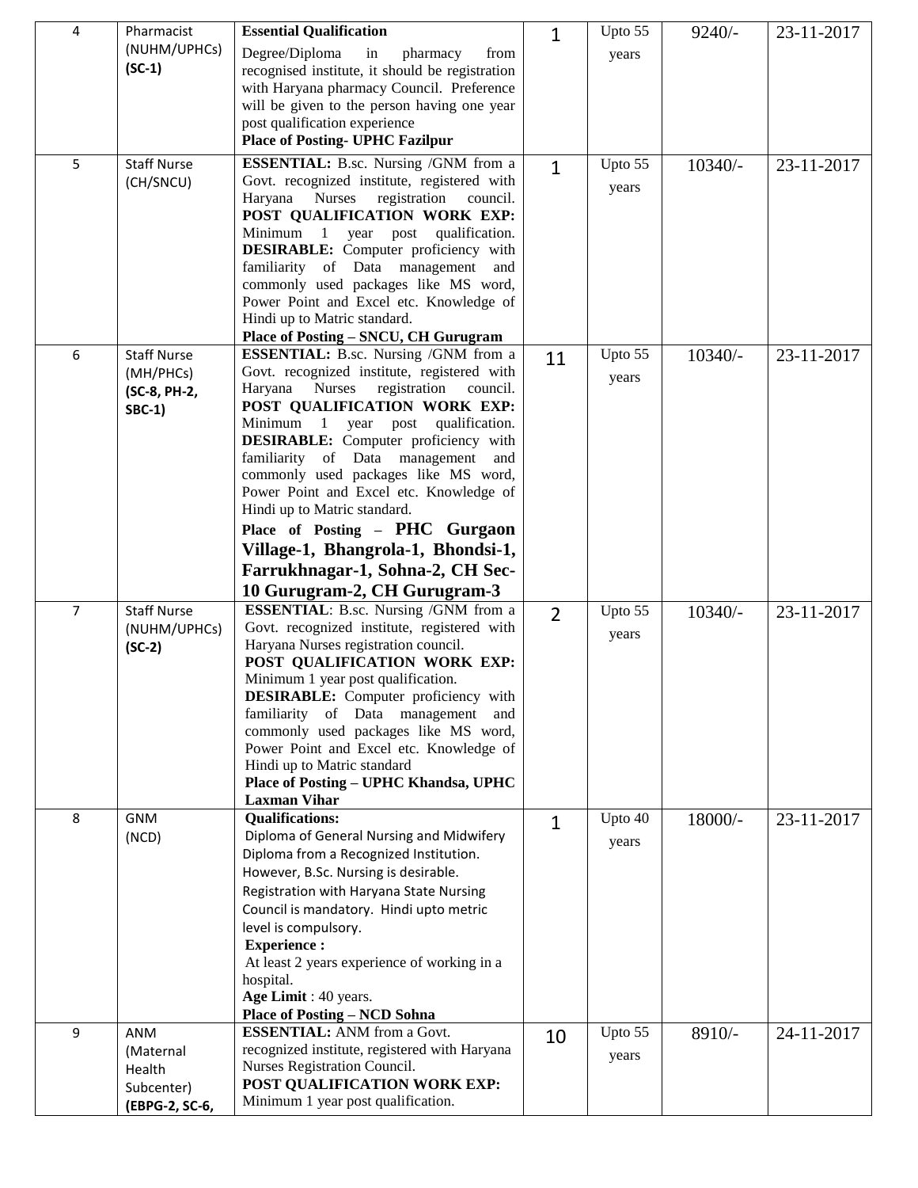| 4 | Pharmacist (NUHM/UPHCs) **(SC-1)** | **Essential Qualification**<br>Degree/Diploma in pharmacy from recognised institute, it should be registration with Haryana pharmacy Council. Preference will be given to the person having one year post qualification experience<br>**Place of Posting- UPHC Fazilpur** | 1 | Upto 55 years | 9240/- | 23-11-2017 |
|---|---|---|---|---|---|---|
| 5 | Staff Nurse (CH/SNCU) | **ESSENTIAL:** B.sc. Nursing /GNM from a Govt. recognized institute, registered with Haryana Nurses registration council. **POST QUALIFICATION WORK EXP:** Minimum 1 year post qualification. **DESIRABLE:** Computer proficiency with familiarity of Data management and commonly used packages like MS word, Power Point and Excel etc. Knowledge of Hindi up to Matric standard.<br>**Place of Posting – SNCU, CH Gurugram** | 1 | Upto 55 years | 10340/- | 23-11-2017 |
| 6 | Staff Nurse (MH/PHCs) **(SC-8, PH-2, SBC-1)** | **ESSENTIAL:** B.sc. Nursing /GNM from a Govt. recognized institute, registered with Haryana Nurses registration council. **POST QUALIFICATION WORK EXP:** Minimum 1 year post qualification. **DESIRABLE:** Computer proficiency with familiarity of Data management and commonly used packages like MS word, Power Point and Excel etc. Knowledge of Hindi up to Matric standard.<br>**Place of Posting – PHC Gurgaon Village-1, Bhangrola-1, Bhondsi-1, Farrukhnagar-1, Sohna-2, CH Sec-10 Gurugram-2, CH Gurugram-3** | 11 | Upto 55 years | 10340/- | 23-11-2017 |
| 7 | Staff Nurse (NUHM/UPHCs) **(SC-2)** | **ESSENTIAL**: B.sc. Nursing /GNM from a Govt. recognized institute, registered with Haryana Nurses registration council. **POST QUALIFICATION WORK EXP:** Minimum 1 year post qualification. **DESIRABLE:** Computer proficiency with familiarity of Data management and commonly used packages like MS word, Power Point and Excel etc. Knowledge of Hindi up to Matric standard<br>**Place of Posting – UPHC Khandsa, UPHC Laxman Vihar** | 2 | Upto 55 years | 10340/- | 23-11-2017 |
| 8 | GNM (NCD) | **Qualifications:**<br>Diploma of General Nursing and Midwifery Diploma from a Recognized Institution. However, B.Sc. Nursing is desirable. Registration with Haryana State Nursing Council is mandatory. Hindi upto metric level is compulsory.<br>**Experience :**<br>At least 2 years experience of working in a hospital.<br>**Age Limit** : 40 years.<br>**Place of Posting – NCD Sohna** | 1 | Upto 40 years | 18000/- | 23-11-2017 |
| 9 | ANM (Maternal Health Subcenter) **(EBPG-2, SC-6,** | **ESSENTIAL:** ANM from a Govt. recognized institute, registered with Haryana Nurses Registration Council.<br>**POST QUALIFICATION WORK EXP:** Minimum 1 year post qualification. | 10 | Upto 55 years | 8910/- | 24-11-2017 |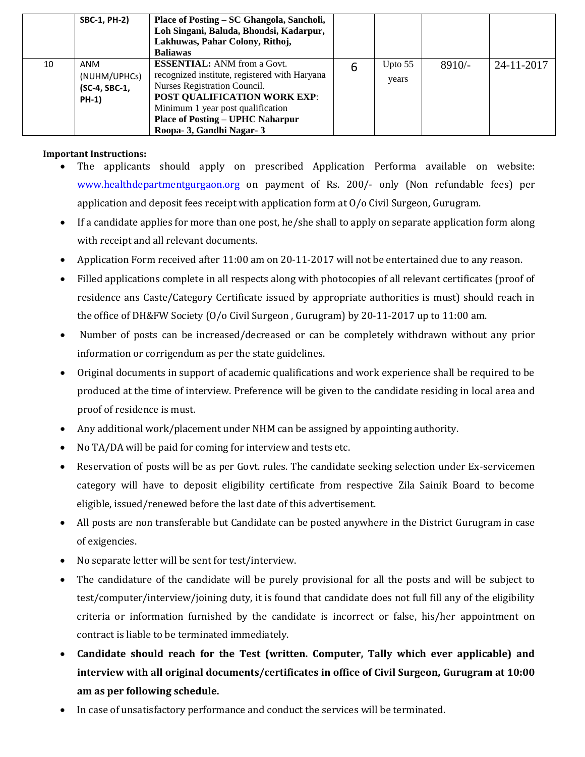|  |  |  |  |  |  |  |
|---|---|---|---|---|---|---|
|  | SBC-1, PH-2) | **Place of Posting – SC Ghangola, Sancholi, Loh Singani, Baluda, Bhondsi, Kadarpur, Lakhuwas, Pahar Colony, Rithoj, Baliawas** |  |  |  |  |
| 10 | ANM (NUHM/UPHCs) **(SC-4, SBC-1, PH-1)** | **ESSENTIAL:** ANM from a Govt. recognized institute, registered with Haryana Nurses Registration Council. **POST QUALIFICATION WORK EXP**: Minimum 1 year post qualification **Place of Posting – UPHC Naharpur Roopa- 3, Gandhi Nagar- 3** | 6 | Upto 55 years | 8910/- | 24-11-2017 |

**Important Instructions:**

- The applicants should apply on prescribed Application Performa available on website: www.healthdepartmentgurgaon.org on payment of Rs. 200/- only (Non refundable fees) per application and deposit fees receipt with application form at O/o Civil Surgeon, Gurugram.
- If a candidate applies for more than one post, he/she shall to apply on separate application form along with receipt and all relevant documents.
- Application Form received after 11:00 am on 20-11-2017 will not be entertained due to any reason.
- Filled applications complete in all respects along with photocopies of all relevant certificates (proof of residence ans Caste/Category Certificate issued by appropriate authorities is must) should reach in the office of DH&FW Society (O/o Civil Surgeon , Gurugram) by 20-11-2017 up to 11:00 am.
- Number of posts can be increased/decreased or can be completely withdrawn without any prior information or corrigendum as per the state guidelines.
- Original documents in support of academic qualifications and work experience shall be required to be produced at the time of interview. Preference will be given to the candidate residing in local area and proof of residence is must.
- Any additional work/placement under NHM can be assigned by appointing authority.
- No TA/DA will be paid for coming for interview and tests etc.
- Reservation of posts will be as per Govt. rules. The candidate seeking selection under Ex-servicemen category will have to deposit eligibility certificate from respective Zila Sainik Board to become eligible, issued/renewed before the last date of this advertisement.
- All posts are non transferable but Candidate can be posted anywhere in the District Gurugram in case of exigencies.
- No separate letter will be sent for test/interview.
- The candidature of the candidate will be purely provisional for all the posts and will be subject to test/computer/interview/joining duty, it is found that candidate does not full fill any of the eligibility criteria or information furnished by the candidate is incorrect or false, his/her appointment on contract is liable to be terminated immediately.
- **Candidate should reach for the Test (written. Computer, Tally which ever applicable) and interview with all original documents/certificates in office of Civil Surgeon, Gurugram at 10:00 am as per following schedule.**
- In case of unsatisfactory performance and conduct the services will be terminated.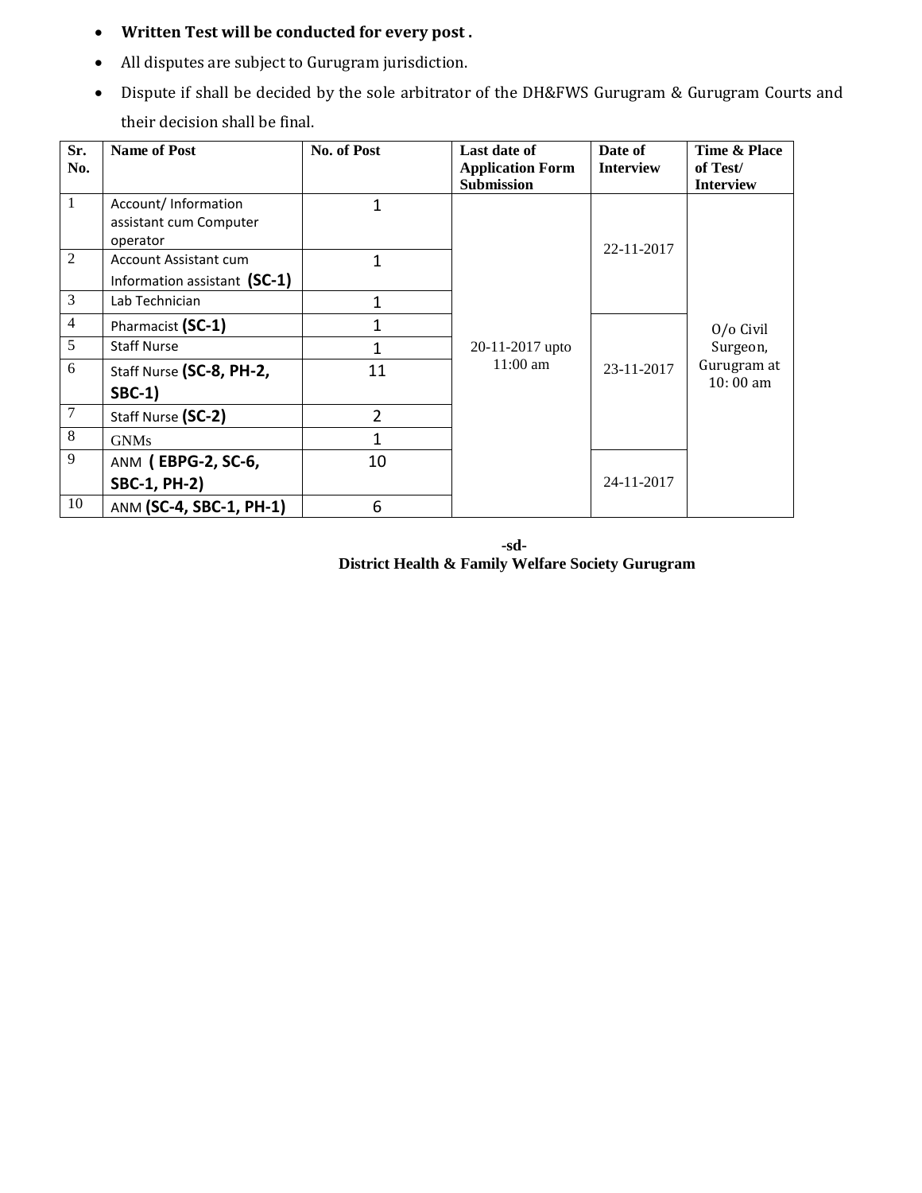- **Written Test will be conducted for every post .**
- All disputes are subject to Gurugram jurisdiction.
- Dispute if shall be decided by the sole arbitrator of the DH&FWS Gurugram & Gurugram Courts and their decision shall be final.

| Sr. No. | Name of Post | No. of Post | Last date of Application Form Submission | Date of Interview | Time & Place of Test/ Interview |
|---|---|---|---|---|---|
| 1 | Account/ Information assistant cum Computer operator | 1 | 20-11-2017 upto 11:00 am | 22-11-2017 | O/o Civil Surgeon, Gurugram at 10: 00 am |
| 2 | Account Assistant cum Information assistant **(SC-1)** | 1 | | | |
| 3 | Lab Technician | 1 | | | |
| 4 | Pharmacist **(SC-1)** | 1 | | 23-11-2017 | |
| 5 | Staff Nurse | 1 | | | |
| 6 | Staff Nurse **(SC-8, PH-2, SBC-1)** | 11 | | | |
| 7 | Staff Nurse **(SC-2)** | 2 | | | |
| 8 | GNMs | 1 | | | |
| 9 | ANM **( EBPG-2, SC-6, SBC-1, PH-2)** | 10 | | 24-11-2017 | |
| 10 | ANM **(SC-4, SBC-1, PH-1)** | 6 | | | |

**-sd-**
**District Health & Family Welfare Society Gurugram**